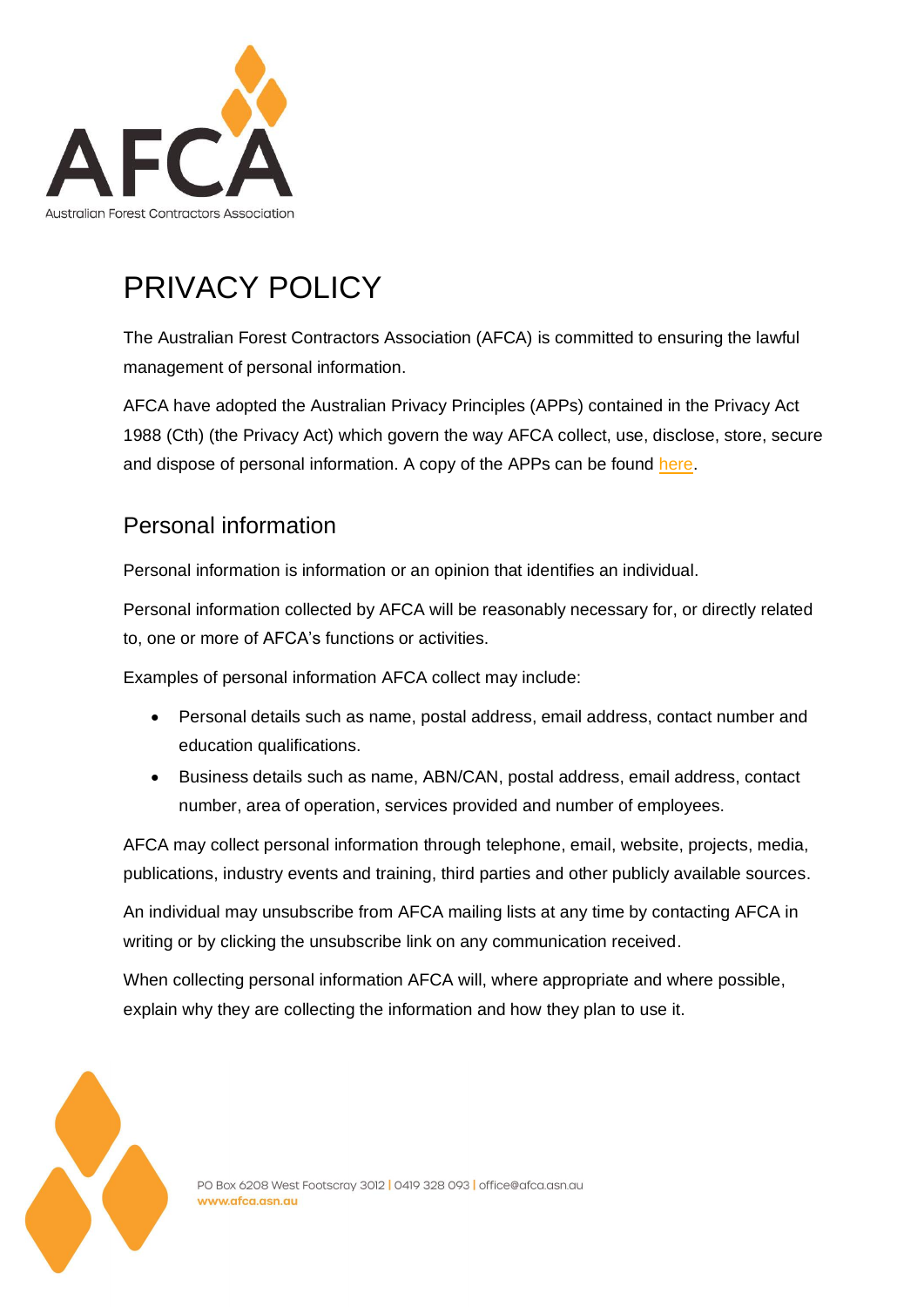# PRIVACY POLICY

The Australian Forest Contractors Association (AFCA) is committed to ensuring the lawful management of personal information.

AFCA have adopted the Australian Privacy Principles (APPs) contained in the Privacy Act 1988 (Cth) (the Privacy Act) which govern the way AFCA collect, use, disclose, store, secure and dispose of personal information. A copy of the APPs can be found here.

## Personal information

Personal information is information or an opinion that identifies an individual.

Personal information collected by AFCA will be reasonably necessary for, or directly related to, one or more of AFCA's functions or activities.

Examples of personal information AFCA collect may include:

- Personal details such as name, postal address, email address, contact number and education qualifications.
- Business details such as name, ABN/CAN, postal address, email address, contact number, area of operation, services provided and number of employees.

AFCA may collect personal information through telephone, email, website, projects, media, publications, industry events and training, third parties and other publicly available sources.

An individual may unsubscribe from AFCA mailing lists at any time by contacting AFCA in writing or by clicking the unsubscribe link on any communication received.

When collecting personal information AFCA will, where appropriate and where possible, explain why they are collecting the information and how they plan to use it.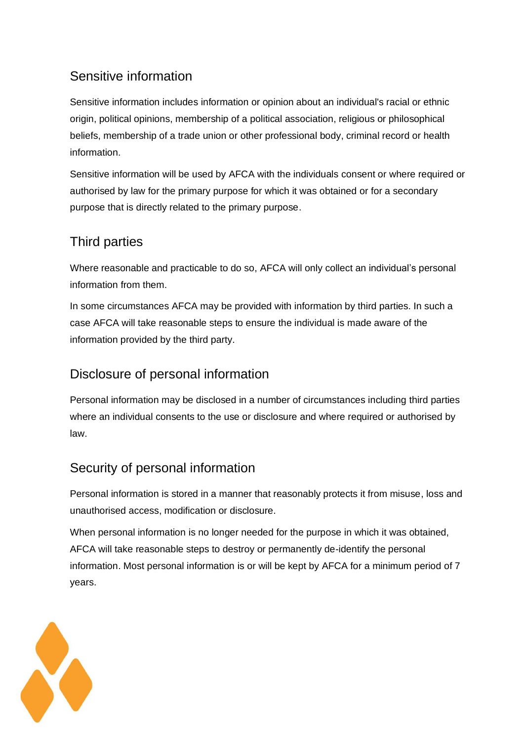## Sensitive information

Sensitive information includes information or opinion about an individual's racial or ethnic origin, political opinions, membership of a political association, religious or philosophical beliefs, membership of a trade union or other professional body, criminal record or health information.

Sensitive information will be used by AFCA with the individuals consent or where required or authorised by law for the primary purpose for which it was obtained or for a secondary purpose that is directly related to the primary purpose.

## Third parties

Where reasonable and practicable to do so, AFCA will only collect an individual's personal information from them.

In some circumstances AFCA may be provided with information by third parties. In such a case AFCA will take reasonable steps to ensure the individual is made aware of the information provided by the third party.

## Disclosure of personal information

Personal information may be disclosed in a number of circumstances including third parties where an individual consents to the use or disclosure and where required or authorised by law.

## Security of personal information

Personal information is stored in a manner that reasonably protects it from misuse, loss and unauthorised access, modification or disclosure.

When personal information is no longer needed for the purpose in which it was obtained, AFCA will take reasonable steps to destroy or permanently de-identify the personal information. Most personal information is or will be kept by AFCA for a minimum period of 7 years.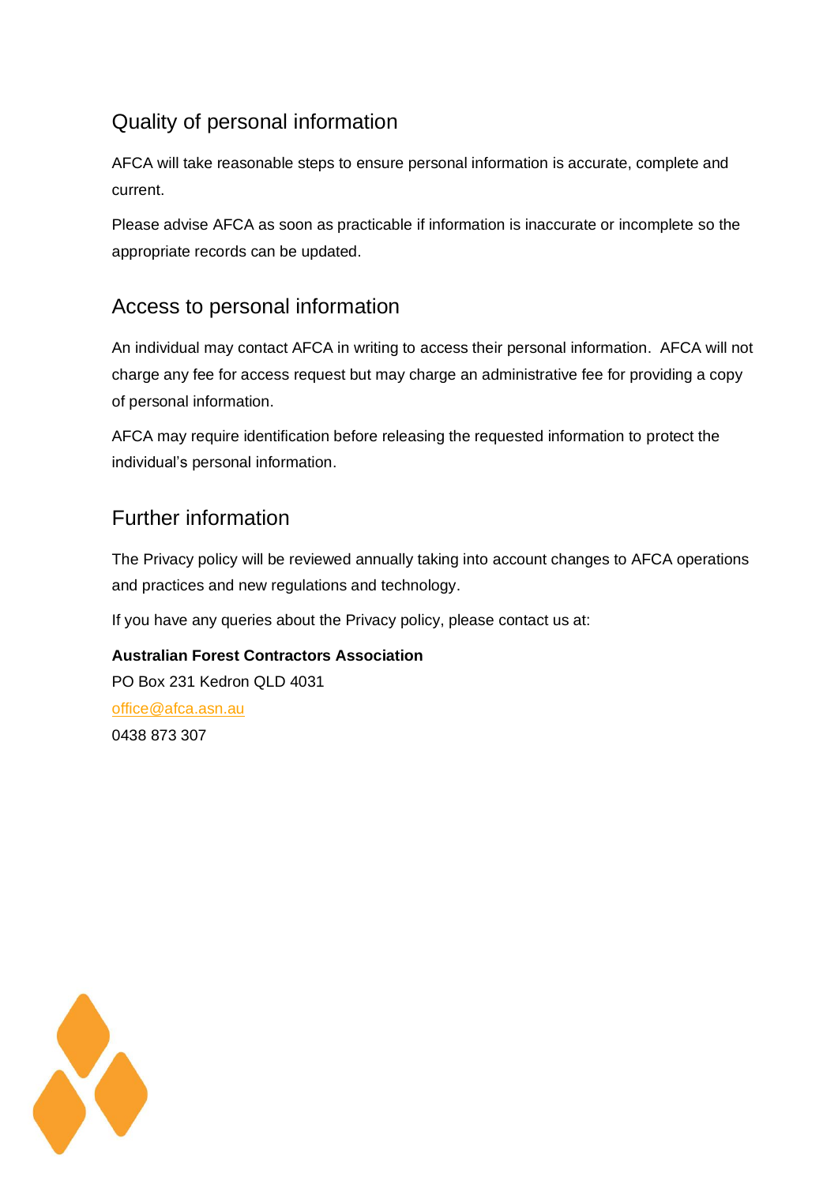## Quality of personal information

AFCA will take reasonable steps to ensure personal information is accurate, complete and current.

Please advise AFCA as soon as practicable if information is inaccurate or incomplete so the appropriate records can be updated.

## Access to personal information

An individual may contact AFCA in writing to access their personal information. AFCA will not charge any fee for access request but may charge an administrative fee for providing a copy of personal information.

AFCA may require identification before releasing the requested information to protect the individual's personal information.

## Further information

The Privacy policy will be reviewed annually taking into account changes to AFCA operations and practices and new regulations and technology.

If you have any queries about the Privacy policy, please contact us at:

**Australian Forest Contractors Association**
PO Box 231 Kedron QLD 4031
office@afca.asn.au
0438 873 307